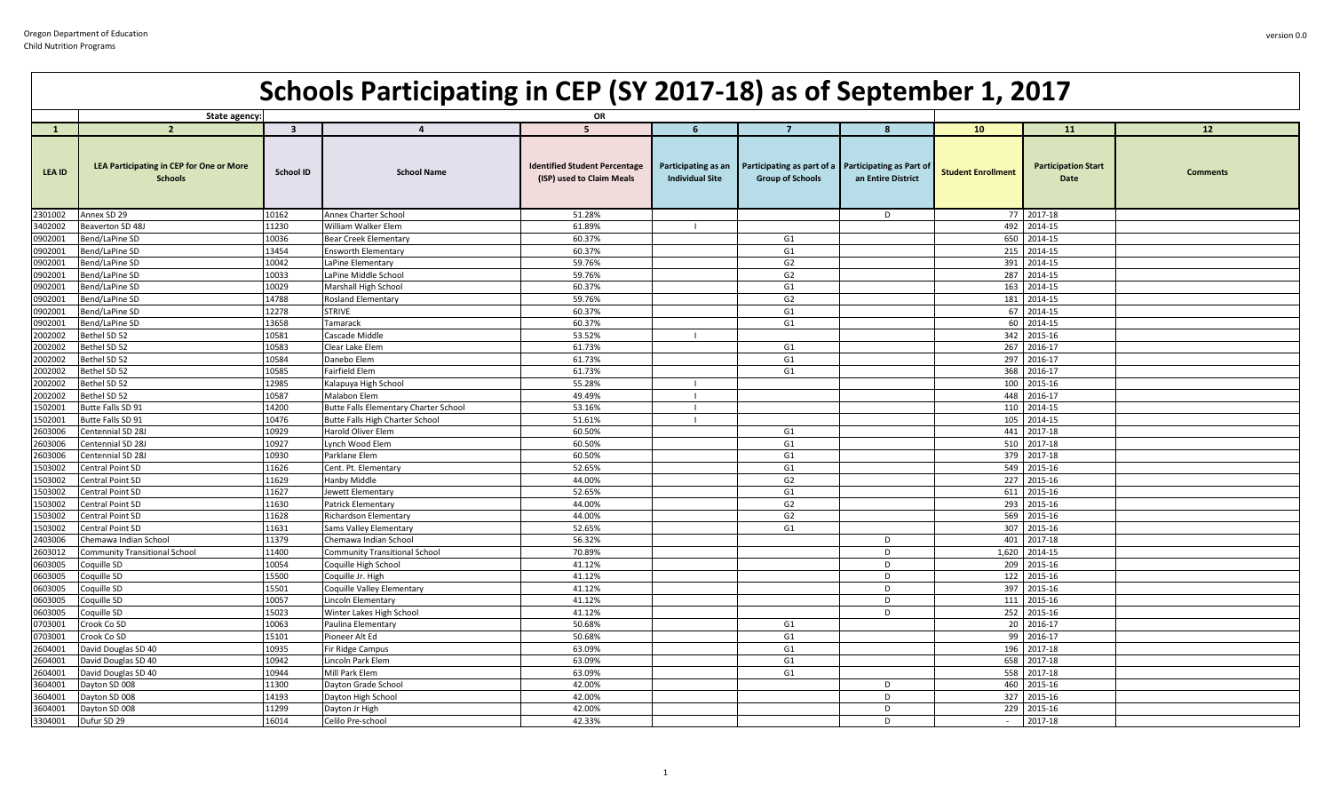Oregon Department of Education
Child Nutrition Programs

# Schools Participating in CEP (SY 2017-18) as of September 1, 2017

| | State agency: | | | OR | | | | | | |
|---|---|---|---|---|---|---|---|---|---|---|
| 1 | 2 | 3 | 4 | 5 | 6 | 7 | 8 | 10 | 11 | 12 |
| LEA ID | LEA Participating in CEP for One or More Schools | School ID | School Name | Identified Student Percentage (ISP) used to Claim Meals | Participating as an Individual Site | Participating as part of a Group of Schools | Participating as Part of an Entire District | Student Enrollment | Participation Start Date | Comments |
| 2301002 | Annex SD 29 | 10162 | Annex Charter School | 51.28% | | | D | 77 | 2017-18 | |
| 3402002 | Beaverton SD 48J | 11230 | William Walker Elem | 61.89% | I | | | 492 | 2014-15 | |
| 0902001 | Bend/LaPine SD | 10036 | Bear Creek Elementary | 60.37% | | G1 | | 650 | 2014-15 | |
| 0902001 | Bend/LaPine SD | 13454 | Ensworth Elementary | 60.37% | | G1 | | 215 | 2014-15 | |
| 0902001 | Bend/LaPine SD | 10042 | LaPine Elementary | 59.76% | | G2 | | 391 | 2014-15 | |
| 0902001 | Bend/LaPine SD | 10033 | LaPine Middle School | 59.76% | | G2 | | 287 | 2014-15 | |
| 0902001 | Bend/LaPine SD | 10029 | Marshall High School | 60.37% | | G1 | | 163 | 2014-15 | |
| 0902001 | Bend/LaPine SD | 14788 | Rosland Elementary | 59.76% | | G2 | | 181 | 2014-15 | |
| 0902001 | Bend/LaPine SD | 12278 | STRIVE | 60.37% | | G1 | | 67 | 2014-15 | |
| 0902001 | Bend/LaPine SD | 13658 | Tamarack | 60.37% | | G1 | | 60 | 2014-15 | |
| 2002002 | Bethel SD 52 | 10581 | Cascade Middle | 53.52% | I | | | 342 | 2015-16 | |
| 2002002 | Bethel SD 52 | 10583 | Clear Lake Elem | 61.73% | | G1 | | 267 | 2016-17 | |
| 2002002 | Bethel SD 52 | 10584 | Danebo Elem | 61.73% | | G1 | | 297 | 2016-17 | |
| 2002002 | Bethel SD 52 | 10585 | Fairfield Elem | 61.73% | | G1 | | 368 | 2016-17 | |
| 2002002 | Bethel SD 52 | 12985 | Kalapuya High School | 55.28% | I | | | 100 | 2015-16 | |
| 2002002 | Bethel SD 52 | 10587 | Malabon Elem | 49.49% | I | | | 448 | 2016-17 | |
| 1502001 | Butte Falls SD 91 | 14200 | Butte Falls Elementary Charter School | 53.16% | I | | | 110 | 2014-15 | |
| 1502001 | Butte Falls SD 91 | 10476 | Butte Falls High Charter School | 51.61% | I | | | 105 | 2014-15 | |
| 2603006 | Centennial SD 28J | 10929 | Harold Oliver Elem | 60.50% | | G1 | | 441 | 2017-18 | |
| 2603006 | Centennial SD 28J | 10927 | Lynch Wood Elem | 60.50% | | G1 | | 510 | 2017-18 | |
| 2603006 | Centennial SD 28J | 10930 | Parklane Elem | 60.50% | | G1 | | 379 | 2017-18 | |
| 1503002 | Central Point SD | 11626 | Cent. Pt. Elementary | 52.65% | | G1 | | 549 | 2015-16 | |
| 1503002 | Central Point SD | 11629 | Hanby Middle | 44.00% | | G2 | | 227 | 2015-16 | |
| 1503002 | Central Point SD | 11627 | Jewett Elementary | 52.65% | | G1 | | 611 | 2015-16 | |
| 1503002 | Central Point SD | 11630 | Patrick Elementary | 44.00% | | G2 | | 293 | 2015-16 | |
| 1503002 | Central Point SD | 11628 | Richardson Elementary | 44.00% | | G2 | | 569 | 2015-16 | |
| 1503002 | Central Point SD | 11631 | Sams Valley Elementary | 52.65% | | G1 | | 307 | 2015-16 | |
| 2403006 | Chemawa Indian School | 11379 | Chemawa Indian School | 56.32% | | | D | 401 | 2017-18 | |
| 2603012 | Community Transitional School | 11400 | Community Transitional School | 70.89% | | | D | 1,620 | 2014-15 | |
| 0603005 | Coquille SD | 10054 | Coquille High School | 41.12% | | | D | 209 | 2015-16 | |
| 0603005 | Coquille SD | 15500 | Coquille Jr. High | 41.12% | | | D | 122 | 2015-16 | |
| 0603005 | Coquille SD | 15501 | Coquille Valley Elementary | 41.12% | | | D | 397 | 2015-16 | |
| 0603005 | Coquille SD | 10057 | Lincoln Elementary | 41.12% | | | D | 111 | 2015-16 | |
| 0603005 | Coquille SD | 15023 | Winter Lakes High School | 41.12% | | | D | 252 | 2015-16 | |
| 0703001 | Crook Co SD | 10063 | Paulina Elementary | 50.68% | | G1 | | 20 | 2016-17 | |
| 0703001 | Crook Co SD | 15101 | Pioneer Alt Ed | 50.68% | | G1 | | 99 | 2016-17 | |
| 2604001 | David Douglas SD 40 | 10935 | Fir Ridge Campus | 63.09% | | G1 | | 196 | 2017-18 | |
| 2604001 | David Douglas SD 40 | 10942 | Lincoln Park Elem | 63.09% | | G1 | | 658 | 2017-18 | |
| 2604001 | David Douglas SD 40 | 10944 | Mill Park Elem | 63.09% | | G1 | | 558 | 2017-18 | |
| 3604001 | Dayton SD 008 | 11300 | Dayton Grade School | 42.00% | | | D | 460 | 2015-16 | |
| 3604001 | Dayton SD 008 | 14193 | Dayton High School | 42.00% | | | D | 327 | 2015-16 | |
| 3604001 | Dayton SD 008 | 11299 | Dayton Jr High | 42.00% | | | D | 229 | 2015-16 | |
| 3304001 | Dufur SD 29 | 16014 | Celilo Pre-school | 42.33% | | | D | - | 2017-18 | |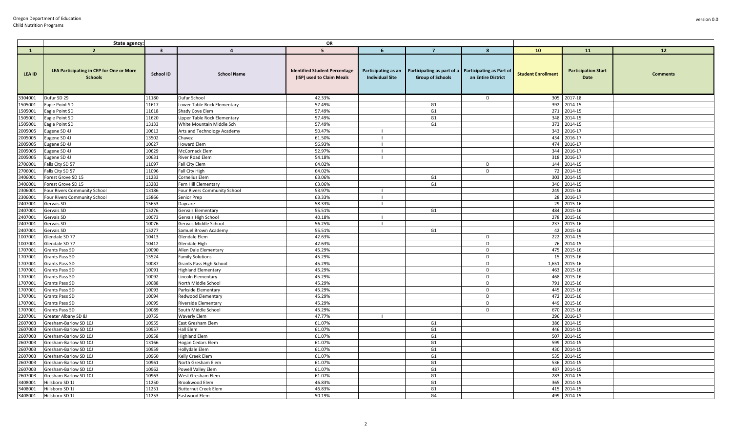| | State agency: | | | OR | | | | | | |
|---|---|---|---|---|---|---|---|---|---|---|
| 1 | 2 | 3 | 4 | 5 | 6 | 7 | 8 | 10 | 11 | 12 |
| LEA ID | LEA Participating in CEP for One or More Schools | School ID | School Name | Identified Student Percentage (ISP) used to Claim Meals | Participating as an Individual Site | Participating as part of a Group of Schools | Participating as Part of an Entire District | Student Enrollment | Participation Start Date | Comments |
| 3304001 | Dufur SD 29 | 11180 | Dufur School | 42.33% | | | D | 305 | 2017-18 | |
| 1505001 | Eagle Point SD | 11617 | Lower Table Rock Elementary | 57.49% | | G1 | | 392 | 2014-15 | |
| 1505001 | Eagle Point SD | 11618 | Shady Cove Elem | 57.49% | | G1 | | 271 | 2014-15 | |
| 1505001 | Eagle Point SD | 11620 | Upper Table Rock Elementary | 57.49% | | G1 | | 348 | 2014-15 | |
| 1505001 | Eagle Point SD | 13133 | White Mountain Middle Sch | 57.49% | | G1 | | 373 | 2014-15 | |
| 2005005 | Eugene SD 4J | 10613 | Arts and Technology Academy | 50.47% | I | | | 343 | 2016-17 | |
| 2005005 | Eugene SD 4J | 13502 | Chavez | 61.50% | I | | | 434 | 2016-17 | |
| 2005005 | Eugene SD 4J | 10627 | Howard Elem | 56.93% | I | | | 474 | 2016-17 | |
| 2005005 | Eugene SD 4J | 10629 | McCornack Elem | 52.97% | I | | | 344 | 2016-17 | |
| 2005005 | Eugene SD 4J | 10631 | River Road Elem | 54.18% | I | | | 318 | 2016-17 | |
| 2706001 | Falls City SD 57 | 11097 | Fall City Elem | 64.02% | | | D | 144 | 2014-15 | |
| 2706001 | Falls City SD 57 | 11096 | Fall City High | 64.02% | | | D | 72 | 2014-15 | |
| 3406001 | Forest Grove SD 15 | 11233 | Cornelius Elem | 63.06% | | G1 | | 303 | 2014-15 | |
| 3406001 | Forest Grove SD 15 | 13283 | Fern Hill Elementary | 63.06% | | G1 | | 340 | 2014-15 | |
| 2306001 | Four Rivers Community School | 13186 | Four Rivers Community School | 53.97% | I | | | 249 | 2015-16 | |
| 2306001 | Four Rivers Community School | 15866 | Senior Prep | 63.33% | I | | | 28 | 2016-17 | |
| 2407001 | Gervais SD | 15653 | Daycare | 58.33% | I | | | 29 | 2015-16 | |
| 2407001 | Gervais SD | 15276 | Gervais Elementary | 55.51% | | G1 | | 484 | 2015-16 | |
| 2407001 | Gervais SD | 10073 | Gervais High School | 40.18% | I | | | 278 | 2015-16 | |
| 2407001 | Gervais SD | 10076 | Gervais Middle School | 56.25% | I | | | 237 | 2015-16 | |
| 2407001 | Gervais SD | 15277 | Samuel Brown Academy | 55.51% | | G1 | | 42 | 2015-16 | |
| 1007001 | Glendale SD 77 | 10413 | Glendale Elem | 42.63% | | | D | 222 | 2014-15 | |
| 1007001 | Glendale SD 77 | 10412 | Glendale High | 42.63% | | | D | 76 | 2014-15 | |
| 1707001 | Grants Pass SD | 10090 | Allen Dale Elementary | 45.29% | | | D | 475 | 2015-16 | |
| 1707001 | Grants Pass SD | 15524 | Family Solutions | 45.29% | | | D | 15 | 2015-16 | |
| 1707001 | Grants Pass SD | 10087 | Grants Pass High School | 45.29% | | | D | 1,651 | 2015-16 | |
| 1707001 | Grants Pass SD | 10091 | Highland Elementary | 45.29% | | | D | 463 | 2015-16 | |
| 1707001 | Grants Pass SD | 10092 | Lincoln Elementary | 45.29% | | | D | 468 | 2015-16 | |
| 1707001 | Grants Pass SD | 10088 | North Middle School | 45.29% | | | D | 791 | 2015-16 | |
| 1707001 | Grants Pass SD | 10093 | Parkside Elementary | 45.29% | | | D | 445 | 2015-16 | |
| 1707001 | Grants Pass SD | 10094 | Redwood Elementary | 45.29% | | | D | 472 | 2015-16 | |
| 1707001 | Grants Pass SD | 10095 | Riverside Elementary | 45.29% | | | D | 449 | 2015-16 | |
| 1707001 | Grants Pass SD | 10089 | South Middle School | 45.29% | | | D | 670 | 2015-16 | |
| 2207001 | Greater Albany SD 8J | 10755 | Waverly Elem | 47.77% | I | | | 296 | 2016-17 | |
| 2607003 | Gresham-Barlow SD 10J | 10955 | East Gresham Elem | 61.07% | | G1 | | 386 | 2014-15 | |
| 2607003 | Gresham-Barlow SD 10J | 10957 | Hall Elem | 61.07% | | G1 | | 446 | 2014-15 | |
| 2607003 | Gresham-Barlow SD 10J | 10958 | Highland Elem | 61.07% | | G1 | | 507 | 2014-15 | |
| 2607003 | Gresham-Barlow SD 10J | 13166 | Hogan Cedars Elem | 61.07% | | G1 | | 599 | 2014-15 | |
| 2607003 | Gresham-Barlow SD 10J | 10959 | Hollydale Elem | 61.07% | | G1 | | 430 | 2014-15 | |
| 2607003 | Gresham-Barlow SD 10J | 10960 | Kelly Creek Elem | 61.07% | | G1 | | 535 | 2014-15 | |
| 2607003 | Gresham-Barlow SD 10J | 10961 | North Gresham Elem | 61.07% | | G1 | | 536 | 2014-15 | |
| 2607003 | Gresham-Barlow SD 10J | 10962 | Powell Valley Elem | 61.07% | | G1 | | 487 | 2014-15 | |
| 2607003 | Gresham-Barlow SD 10J | 10963 | West Gresham Elem | 61.07% | | G1 | | 283 | 2014-15 | |
| 3408001 | Hillsboro SD 1J | 11250 | Brookwood Elem | 46.83% | | G1 | | 365 | 2014-15 | |
| 3408001 | Hillsboro SD 1J | 11251 | Butternut Creek Elem | 46.83% | | G1 | | 415 | 2014-15 | |
| 3408001 | Hillsboro SD 1J | 11253 | Eastwood Elem | 50.19% | | G4 | | 499 | 2014-15 | |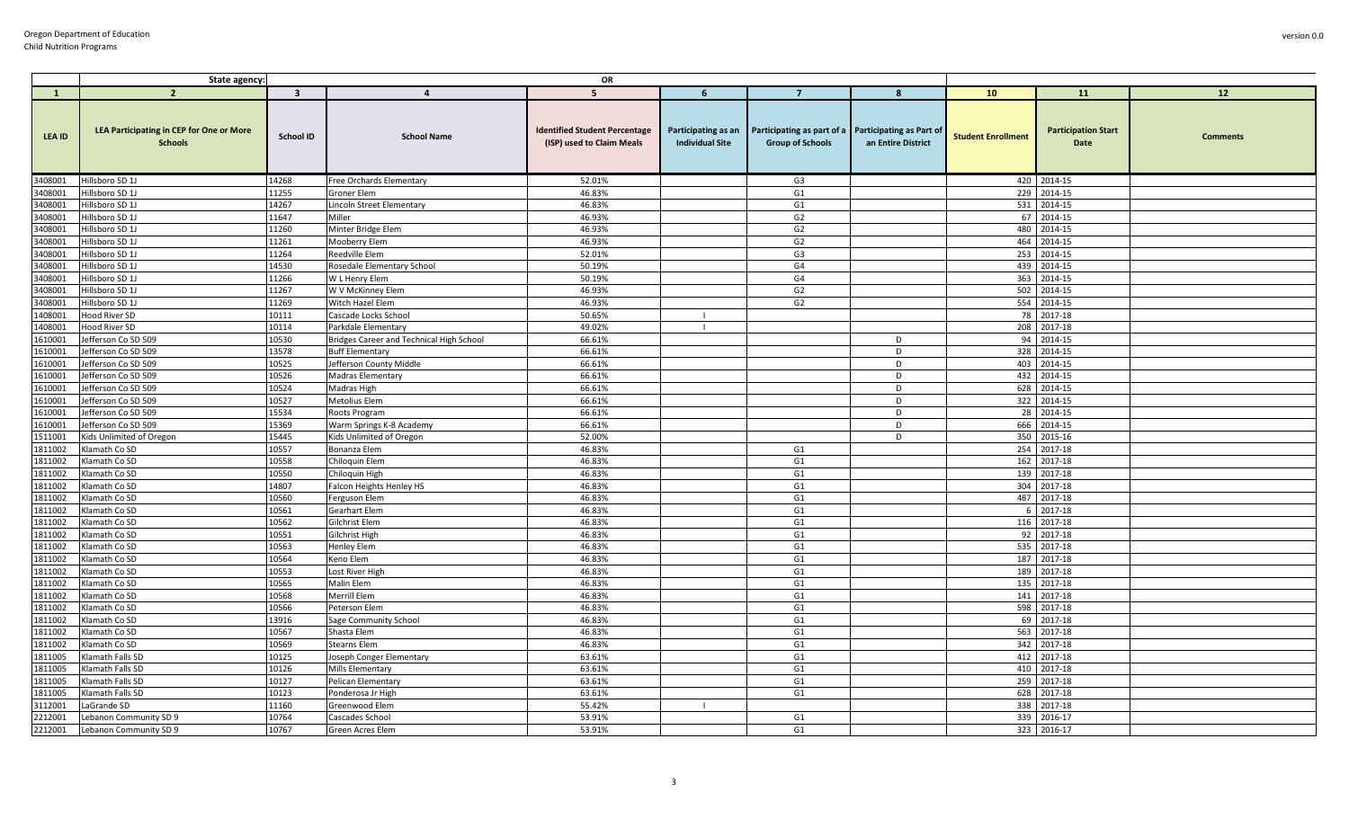| | State agency: | | | OR | | | | | | |
|---|---|---|---|---|---|---|---|---|---|---|
| 1 | 2 | 3 | 4 | 5 | 6 | 7 | 8 | 10 | 11 | 12 |
| LEA ID | LEA Participating in CEP for One or More Schools | School ID | School Name | Identified Student Percentage (ISP) used to Claim Meals | Participating as an Individual Site | Participating as part of a Group of Schools | Participating as Part of an Entire District | Student Enrollment | Participation Start Date | Comments |
| 3408001 | Hillsboro SD 1J | 14268 | Free Orchards Elementary | 52.01% | | G3 | | 420 | 2014-15 | |
| 3408001 | Hillsboro SD 1J | 11255 | Groner Elem | 46.83% | | G1 | | 229 | 2014-15 | |
| 3408001 | Hillsboro SD 1J | 14267 | Lincoln Street Elementary | 46.83% | | G1 | | 531 | 2014-15 | |
| 3408001 | Hillsboro SD 1J | 11647 | Miller | 46.93% | | G2 | | 67 | 2014-15 | |
| 3408001 | Hillsboro SD 1J | 11260 | Minter Bridge Elem | 46.93% | | G2 | | 480 | 2014-15 | |
| 3408001 | Hillsboro SD 1J | 11261 | Mooberry Elem | 46.93% | | G2 | | 464 | 2014-15 | |
| 3408001 | Hillsboro SD 1J | 11264 | Reedville Elem | 52.01% | | G3 | | 253 | 2014-15 | |
| 3408001 | Hillsboro SD 1J | 14530 | Rosedale Elementary School | 50.19% | | G4 | | 439 | 2014-15 | |
| 3408001 | Hillsboro SD 1J | 11266 | W L Henry Elem | 50.19% | | G4 | | 363 | 2014-15 | |
| 3408001 | Hillsboro SD 1J | 11267 | W V McKinney Elem | 46.93% | | G2 | | 502 | 2014-15 | |
| 3408001 | Hillsboro SD 1J | 11269 | Witch Hazel Elem | 46.93% | | G2 | | 554 | 2014-15 | |
| 1408001 | Hood River SD | 10111 | Cascade Locks School | 50.65% | I | | | 78 | 2017-18 | |
| 1408001 | Hood River SD | 10114 | Parkdale Elementary | 49.02% | I | | | 208 | 2017-18 | |
| 1610001 | Jefferson Co SD 509 | 10530 | Bridges Career and Technical High School | 66.61% | | | D | 94 | 2014-15 | |
| 1610001 | Jefferson Co SD 509 | 13578 | Buff Elementary | 66.61% | | | D | 328 | 2014-15 | |
| 1610001 | Jefferson Co SD 509 | 10525 | Jefferson County Middle | 66.61% | | | D | 403 | 2014-15 | |
| 1610001 | Jefferson Co SD 509 | 10526 | Madras Elementary | 66.61% | | | D | 432 | 2014-15 | |
| 1610001 | Jefferson Co SD 509 | 10524 | Madras High | 66.61% | | | D | 628 | 2014-15 | |
| 1610001 | Jefferson Co SD 509 | 10527 | Metolius Elem | 66.61% | | | D | 322 | 2014-15 | |
| 1610001 | Jefferson Co SD 509 | 15534 | Roots Program | 66.61% | | | D | 28 | 2014-15 | |
| 1610001 | Jefferson Co SD 509 | 15369 | Warm Springs K-8 Academy | 66.61% | | | D | 666 | 2014-15 | |
| 1511001 | Kids Unlimited of Oregon | 15445 | Kids Unlimited of Oregon | 52.00% | | | D | 350 | 2015-16 | |
| 1811002 | Klamath Co SD | 10557 | Bonanza Elem | 46.83% | | G1 | | 254 | 2017-18 | |
| 1811002 | Klamath Co SD | 10558 | Chiloquin Elem | 46.83% | | G1 | | 162 | 2017-18 | |
| 1811002 | Klamath Co SD | 10550 | Chiloquin High | 46.83% | | G1 | | 139 | 2017-18 | |
| 1811002 | Klamath Co SD | 14807 | Falcon Heights Henley HS | 46.83% | | G1 | | 304 | 2017-18 | |
| 1811002 | Klamath Co SD | 10560 | Ferguson Elem | 46.83% | | G1 | | 487 | 2017-18 | |
| 1811002 | Klamath Co SD | 10561 | Gearhart Elem | 46.83% | | G1 | | 6 | 2017-18 | |
| 1811002 | Klamath Co SD | 10562 | Gilchrist Elem | 46.83% | | G1 | | 116 | 2017-18 | |
| 1811002 | Klamath Co SD | 10551 | Gilchrist High | 46.83% | | G1 | | 92 | 2017-18 | |
| 1811002 | Klamath Co SD | 10563 | Henley Elem | 46.83% | | G1 | | 535 | 2017-18 | |
| 1811002 | Klamath Co SD | 10564 | Keno Elem | 46.83% | | G1 | | 187 | 2017-18 | |
| 1811002 | Klamath Co SD | 10553 | Lost River High | 46.83% | | G1 | | 189 | 2017-18 | |
| 1811002 | Klamath Co SD | 10565 | Malin Elem | 46.83% | | G1 | | 135 | 2017-18 | |
| 1811002 | Klamath Co SD | 10568 | Merrill Elem | 46.83% | | G1 | | 141 | 2017-18 | |
| 1811002 | Klamath Co SD | 10566 | Peterson Elem | 46.83% | | G1 | | 598 | 2017-18 | |
| 1811002 | Klamath Co SD | 13916 | Sage Community School | 46.83% | | G1 | | 69 | 2017-18 | |
| 1811002 | Klamath Co SD | 10567 | Shasta Elem | 46.83% | | G1 | | 563 | 2017-18 | |
| 1811002 | Klamath Co SD | 10569 | Stearns Elem | 46.83% | | G1 | | 342 | 2017-18 | |
| 1811005 | Klamath Falls SD | 10125 | Joseph Conger Elementary | 63.61% | | G1 | | 412 | 2017-18 | |
| 1811005 | Klamath Falls SD | 10126 | Mills Elementary | 63.61% | | G1 | | 410 | 2017-18 | |
| 1811005 | Klamath Falls SD | 10127 | Pelican Elementary | 63.61% | | G1 | | 259 | 2017-18 | |
| 1811005 | Klamath Falls SD | 10123 | Ponderosa Jr High | 63.61% | | G1 | | 628 | 2017-18 | |
| 3112001 | LaGrande SD | 11160 | Greenwood Elem | 55.42% | I | | | 338 | 2017-18 | |
| 2212001 | Lebanon Community SD 9 | 10764 | Cascades School | 53.91% | | G1 | | 339 | 2016-17 | |
| 2212001 | Lebanon Community SD 9 | 10767 | Green Acres Elem | 53.91% | | G1 | | 323 | 2016-17 | |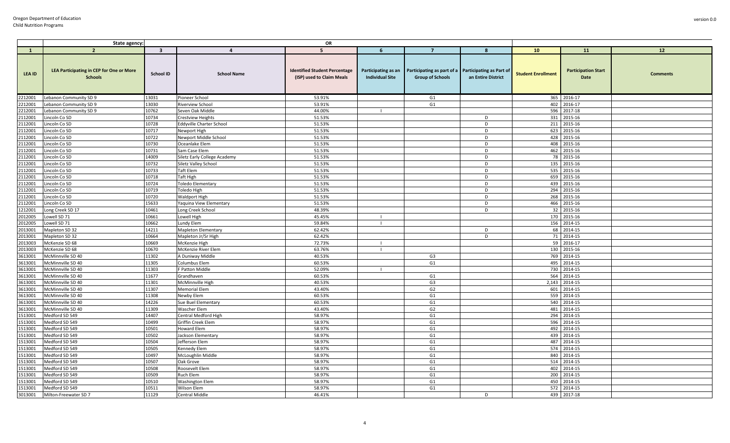| | State agency: | | | OR | | | | | | |
|---|---|---|---|---|---|---|---|---|---|---|
| 1 | 2 | 3 | 4 | 5 | 6 | 7 | 8 | 10 | 11 | 12 |
| LEA ID | LEA Participating in CEP for One or More Schools | School ID | School Name | Identified Student Percentage (ISP) used to Claim Meals | Participating as an Individual Site | Participating as part of a Group of Schools | Participating as Part of an Entire District | Student Enrollment | Participation Start Date | Comments |
| 2212001 | Lebanon Community SD 9 | 13031 | Pioneer School | 53.91% | | G1 | | 365 | 2016-17 | |
| 2212001 | Lebanon Community SD 9 | 13030 | Riverview School | 53.91% | | G1 | | 402 | 2016-17 | |
| 2212001 | Lebanon Community SD 9 | 10762 | Seven Oak Middle | 44.00% | I | | | 596 | 2017-18 | |
| 2112001 | Lincoln Co SD | 10734 | Crestview Heights | 51.53% | | | D | 331 | 2015-16 | |
| 2112001 | Lincoln Co SD | 10728 | Eddyville Charter School | 51.53% | | | D | 211 | 2015-16 | |
| 2112001 | Lincoln Co SD | 10717 | Newport High | 51.53% | | | D | 623 | 2015-16 | |
| 2112001 | Lincoln Co SD | 10722 | Newport Middle School | 51.53% | | | D | 428 | 2015-16 | |
| 2112001 | Lincoln Co SD | 10730 | Oceanlake Elem | 51.53% | | | D | 408 | 2015-16 | |
| 2112001 | Lincoln Co SD | 10731 | Sam Case Elem | 51.53% | | | D | 462 | 2015-16 | |
| 2112001 | Lincoln Co SD | 14009 | Siletz Early College Academy | 51.53% | | | D | 78 | 2015-16 | |
| 2112001 | Lincoln Co SD | 10732 | Siletz Valley School | 51.53% | | | D | 135 | 2015-16 | |
| 2112001 | Lincoln Co SD | 10733 | Taft Elem | 51.53% | | | D | 535 | 2015-16 | |
| 2112001 | Lincoln Co SD | 10718 | Taft High | 51.53% | | | D | 659 | 2015-16 | |
| 2112001 | Lincoln Co SD | 10724 | Toledo Elementary | 51.53% | | | D | 439 | 2015-16 | |
| 2112001 | Lincoln Co SD | 10719 | Toledo High | 51.53% | | | D | 294 | 2015-16 | |
| 2112001 | Lincoln Co SD | 10720 | Waldport High | 51.53% | | | D | 268 | 2015-16 | |
| 2112001 | Lincoln Co SD | 15633 | Yaquina View Elementary | 51.53% | | | D | 466 | 2015-16 | |
| 1212001 | Long Creek SD 17 | 10461 | Long Creek School | 48.39% | | | D | 32 | 2015-16 | |
| 2012005 | Lowell SD 71 | 10661 | Lowell High | 45.45% | I | | | 170 | 2015-16 | |
| 2012005 | Lowell SD 71 | 10662 | Lundy Elem | 59.84% | I | | | 156 | 2014-15 | |
| 2013001 | Mapleton SD 32 | 14211 | Mapleton Elementary | 62.42% | | | D | 68 | 2014-15 | |
| 2013001 | Mapleton SD 32 | 10664 | Mapleton Jr/Sr High | 62.42% | | | D | 71 | 2014-15 | |
| 2013003 | McKenzie SD 68 | 10669 | McKenzie High | 72.73% | I | | | 59 | 2016-17 | |
| 2013003 | McKenzie SD 68 | 10670 | McKenzie River Elem | 63.76% | I | | | 130 | 2015-16 | |
| 3613001 | McMinnville SD 40 | 11302 | A Duniway Middle | 40.53% | | G3 | | 769 | 2014-15 | |
| 3613001 | McMinnville SD 40 | 11305 | Columbus Elem | 60.53% | | G1 | | 495 | 2014-15 | |
| 3613001 | McMinnville SD 40 | 11303 | F Patton Middle | 52.09% | I | | | 730 | 2014-15 | |
| 3613001 | McMinnville SD 40 | 11677 | Grandhaven | 60.53% | | G1 | | 564 | 2014-15 | |
| 3613001 | McMinnville SD 40 | 11301 | McMinnville High | 40.53% | | G3 | | 2,143 | 2014-15 | |
| 3613001 | McMinnville SD 40 | 11307 | Memorial Elem | 43.40% | | G2 | | 601 | 2014-15 | |
| 3613001 | McMinnville SD 40 | 11308 | Newby Elem | 60.53% | | G1 | | 559 | 2014-15 | |
| 3613001 | McMinnville SD 40 | 14226 | Sue Buel Elementary | 60.53% | | G1 | | 540 | 2014-15 | |
| 3613001 | McMinnville SD 40 | 11309 | Wascher Elem | 43.40% | | G2 | | 481 | 2014-15 | |
| 1513001 | Medford SD 549 | 14407 | Central Medford High | 58.97% | | G1 | | 294 | 2014-15 | |
| 1513001 | Medford SD 549 | 10499 | Griffin Creek Elem | 58.97% | | G1 | | 596 | 2014-15 | |
| 1513001 | Medford SD 549 | 10501 | Howard Elem | 58.97% | | G1 | | 492 | 2014-15 | |
| 1513001 | Medford SD 549 | 10502 | Jackson Elementary | 58.97% | | G1 | | 439 | 2014-15 | |
| 1513001 | Medford SD 549 | 10504 | Jefferson Elem | 58.97% | | G1 | | 487 | 2014-15 | |
| 1513001 | Medford SD 549 | 10505 | Kennedy Elem | 58.97% | | G1 | | 574 | 2014-15 | |
| 1513001 | Medford SD 549 | 10497 | McLoughlin Middle | 58.97% | | G1 | | 840 | 2014-15 | |
| 1513001 | Medford SD 549 | 10507 | Oak Grove | 58.97% | | G1 | | 514 | 2014-15 | |
| 1513001 | Medford SD 549 | 10508 | Roosevelt Elem | 58.97% | | G1 | | 402 | 2014-15 | |
| 1513001 | Medford SD 549 | 10509 | Ruch Elem | 58.97% | | G1 | | 200 | 2014-15 | |
| 1513001 | Medford SD 549 | 10510 | Washington Elem | 58.97% | | G1 | | 450 | 2014-15 | |
| 1513001 | Medford SD 549 | 10511 | Wilson Elem | 58.97% | | G1 | | 572 | 2014-15 | |
| 3013001 | Milton-Freewater SD 7 | 11129 | Central Middle | 46.41% | | | D | 439 | 2017-18 | |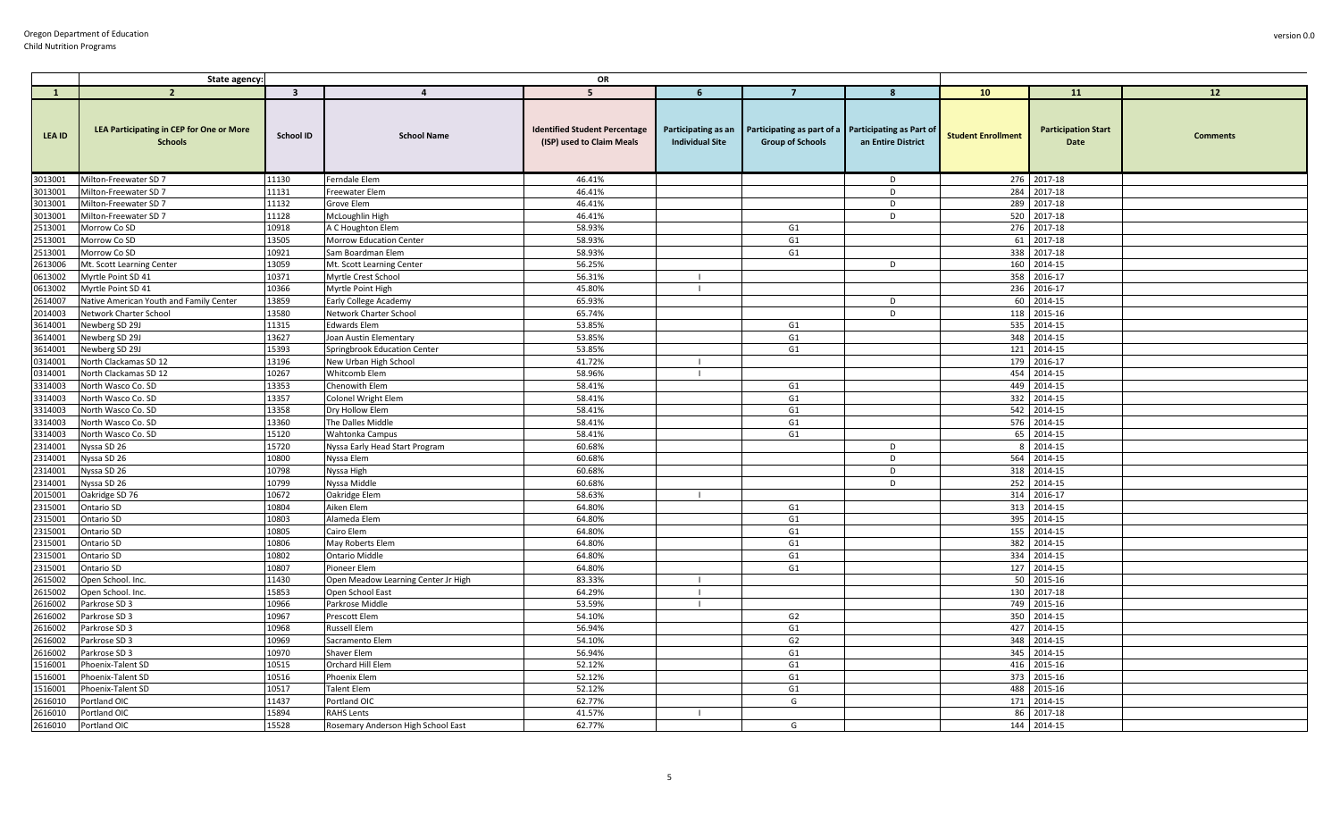| | State agency: | | | OR | | | | | | |
|---|---|---|---|---|---|---|---|---|---|---|
| 1 | 2 | 3 | 4 | 5 | 6 | 7 | 8 | 10 | 11 | 12 |
| LEA ID | LEA Participating in CEP for One or More Schools | School ID | School Name | Identified Student Percentage (ISP) used to Claim Meals | Participating as an Individual Site | Participating as part of a Group of Schools | Participating as Part of an Entire District | Student Enrollment | Participation Start Date | Comments |
| 3013001 | Milton-Freewater SD 7 | 11130 | Ferndale Elem | 46.41% | | | D | 276 | 2017-18 | |
| 3013001 | Milton-Freewater SD 7 | 11131 | Freewater Elem | 46.41% | | | D | 284 | 2017-18 | |
| 3013001 | Milton-Freewater SD 7 | 11132 | Grove Elem | 46.41% | | | D | 289 | 2017-18 | |
| 3013001 | Milton-Freewater SD 7 | 11128 | McLoughlin High | 46.41% | | | D | 520 | 2017-18 | |
| 2513001 | Morrow Co SD | 10918 | A C Houghton Elem | 58.93% | | G1 | | 276 | 2017-18 | |
| 2513001 | Morrow Co SD | 13505 | Morrow Education Center | 58.93% | | G1 | | 61 | 2017-18 | |
| 2513001 | Morrow Co SD | 10921 | Sam Boardman Elem | 58.93% | | G1 | | 338 | 2017-18 | |
| 2613006 | Mt. Scott Learning Center | 13059 | Mt. Scott Learning Center | 56.25% | | | D | 160 | 2014-15 | |
| 0613002 | Myrtle Point SD 41 | 10371 | Myrtle Crest School | 56.31% | I | | | 358 | 2016-17 | |
| 0613002 | Myrtle Point SD 41 | 10366 | Myrtle Point High | 45.80% | I | | | 236 | 2016-17 | |
| 2614007 | Native American Youth and Family Center | 13859 | Early College Academy | 65.93% | | | D | 60 | 2014-15 | |
| 2014003 | Network Charter School | 13580 | Network Charter School | 65.74% | | | D | 118 | 2015-16 | |
| 3614001 | Newberg SD 29J | 11315 | Edwards Elem | 53.85% | | G1 | | 535 | 2014-15 | |
| 3614001 | Newberg SD 29J | 13627 | Joan Austin Elementary | 53.85% | | G1 | | 348 | 2014-15 | |
| 3614001 | Newberg SD 29J | 15393 | Springbrook Education Center | 53.85% | | G1 | | 121 | 2014-15 | |
| 0314001 | North Clackamas SD 12 | 13196 | New Urban High School | 41.72% | I | | | 179 | 2016-17 | |
| 0314001 | North Clackamas SD 12 | 10267 | Whitcomb Elem | 58.96% | I | | | 454 | 2014-15 | |
| 3314003 | North Wasco Co. SD | 13353 | Chenowith Elem | 58.41% | | G1 | | 449 | 2014-15 | |
| 3314003 | North Wasco Co. SD | 13357 | Colonel Wright Elem | 58.41% | | G1 | | 332 | 2014-15 | |
| 3314003 | North Wasco Co. SD | 13358 | Dry Hollow Elem | 58.41% | | G1 | | 542 | 2014-15 | |
| 3314003 | North Wasco Co. SD | 13360 | The Dalles Middle | 58.41% | | G1 | | 576 | 2014-15 | |
| 3314003 | North Wasco Co. SD | 15120 | Wahtonka Campus | 58.41% | | G1 | | 65 | 2014-15 | |
| 2314001 | Nyssa SD 26 | 15720 | Nyssa Early Head Start Program | 60.68% | | | D | 8 | 2014-15 | |
| 2314001 | Nyssa SD 26 | 10800 | Nyssa Elem | 60.68% | | | D | 564 | 2014-15 | |
| 2314001 | Nyssa SD 26 | 10798 | Nyssa High | 60.68% | | | D | 318 | 2014-15 | |
| 2314001 | Nyssa SD 26 | 10799 | Nyssa Middle | 60.68% | | | D | 252 | 2014-15 | |
| 2015001 | Oakridge SD 76 | 10672 | Oakridge Elem | 58.63% | I | | | 314 | 2016-17 | |
| 2315001 | Ontario SD | 10804 | Aiken Elem | 64.80% | | G1 | | 313 | 2014-15 | |
| 2315001 | Ontario SD | 10803 | Alameda Elem | 64.80% | | G1 | | 395 | 2014-15 | |
| 2315001 | Ontario SD | 10805 | Cairo Elem | 64.80% | | G1 | | 155 | 2014-15 | |
| 2315001 | Ontario SD | 10806 | May Roberts Elem | 64.80% | | G1 | | 382 | 2014-15 | |
| 2315001 | Ontario SD | 10802 | Ontario Middle | 64.80% | | G1 | | 334 | 2014-15 | |
| 2315001 | Ontario SD | 10807 | Pioneer Elem | 64.80% | | G1 | | 127 | 2014-15 | |
| 2615002 | Open School. Inc. | 11430 | Open Meadow Learning Center Jr High | 83.33% | I | | | 50 | 2015-16 | |
| 2615002 | Open School. Inc. | 15853 | Open School East | 64.29% | I | | | 130 | 2017-18 | |
| 2616002 | Parkrose SD 3 | 10966 | Parkrose Middle | 53.59% | I | | | 749 | 2015-16 | |
| 2616002 | Parkrose SD 3 | 10967 | Prescott Elem | 54.10% | | G2 | | 350 | 2014-15 | |
| 2616002 | Parkrose SD 3 | 10968 | Russell Elem | 56.94% | | G1 | | 427 | 2014-15 | |
| 2616002 | Parkrose SD 3 | 10969 | Sacramento Elem | 54.10% | | G2 | | 348 | 2014-15 | |
| 2616002 | Parkrose SD 3 | 10970 | Shaver Elem | 56.94% | | G1 | | 345 | 2014-15 | |
| 1516001 | Phoenix-Talent SD | 10515 | Orchard Hill Elem | 52.12% | | G1 | | 416 | 2015-16 | |
| 1516001 | Phoenix-Talent SD | 10516 | Phoenix Elem | 52.12% | | G1 | | 373 | 2015-16 | |
| 1516001 | Phoenix-Talent SD | 10517 | Talent Elem | 52.12% | | G1 | | 488 | 2015-16 | |
| 2616010 | Portland OIC | 11437 | Portland OIC | 62.77% | | G | | 171 | 2014-15 | |
| 2616010 | Portland OIC | 15894 | RAHS Lents | 41.57% | I | | | 86 | 2017-18 | |
| 2616010 | Portland OIC | 15528 | Rosemary Anderson High School East | 62.77% | | G | | 144 | 2014-15 | |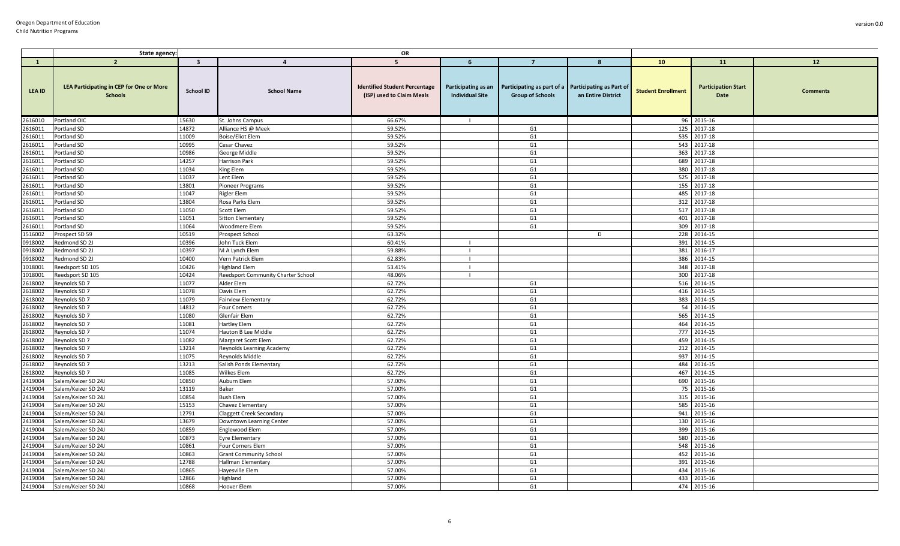| State agency: | | | | OR | | | | | | |
|---|---|---|---|---|---|---|---|---|---|---|
| 1 | 2 | 3 | 4 | 5 | 6 | 7 | 8 | 10 | 11 | 12 |
| LEA ID | LEA Participating in CEP for One or More Schools | School ID | School Name | Identified Student Percentage (ISP) used to Claim Meals | Participating as an Individual Site | Participating as part of a Group of Schools | Participating as Part of an Entire District | Student Enrollment | Participation Start Date | Comments |
| 2616010 | Portland OIC | 15630 | St. Johns Campus | 66.67% | I | | | 96 | 2015-16 | |
| 2616011 | Portland SD | 14872 | Alliance HS @ Meek | 59.52% | | G1 | | 125 | 2017-18 | |
| 2616011 | Portland SD | 11009 | Boise/Eliot Elem | 59.52% | | G1 | | 535 | 2017-18 | |
| 2616011 | Portland SD | 10995 | Cesar Chavez | 59.52% | | G1 | | 543 | 2017-18 | |
| 2616011 | Portland SD | 10986 | George Middle | 59.52% | | G1 | | 363 | 2017-18 | |
| 2616011 | Portland SD | 14257 | Harrison Park | 59.52% | | G1 | | 689 | 2017-18 | |
| 2616011 | Portland SD | 11034 | King Elem | 59.52% | | G1 | | 380 | 2017-18 | |
| 2616011 | Portland SD | 11037 | Lent Elem | 59.52% | | G1 | | 525 | 2017-18 | |
| 2616011 | Portland SD | 13801 | Pioneer Programs | 59.52% | | G1 | | 155 | 2017-18 | |
| 2616011 | Portland SD | 11047 | Rigler Elem | 59.52% | | G1 | | 485 | 2017-18 | |
| 2616011 | Portland SD | 13804 | Rosa Parks Elem | 59.52% | | G1 | | 312 | 2017-18 | |
| 2616011 | Portland SD | 11050 | Scott Elem | 59.52% | | G1 | | 517 | 2017-18 | |
| 2616011 | Portland SD | 11051 | Sitton Elementary | 59.52% | | G1 | | 401 | 2017-18 | |
| 2616011 | Portland SD | 11064 | Woodmere Elem | 59.52% | | G1 | | 309 | 2017-18 | |
| 1516002 | Prospect SD 59 | 10519 | Prospect School | 63.32% | | | D | 228 | 2014-15 | |
| 0918002 | Redmond SD 2J | 10396 | John Tuck Elem | 60.41% | I | | | 391 | 2014-15 | |
| 0918002 | Redmond SD 2J | 10397 | M A Lynch Elem | 59.88% | I | | | 381 | 2016-17 | |
| 0918002 | Redmond SD 2J | 10400 | Vern Patrick Elem | 62.83% | I | | | 386 | 2014-15 | |
| 1018001 | Reedsport SD 105 | 10426 | Highland Elem | 53.41% | I | | | 348 | 2017-18 | |
| 1018001 | Reedsport SD 105 | 10424 | Reedsport Community Charter School | 48.06% | I | | | 300 | 2017-18 | |
| 2618002 | Reynolds SD 7 | 11077 | Alder Elem | 62.72% | | G1 | | 516 | 2014-15 | |
| 2618002 | Reynolds SD 7 | 11078 | Davis Elem | 62.72% | | G1 | | 416 | 2014-15 | |
| 2618002 | Reynolds SD 7 | 11079 | Fairview Elementary | 62.72% | | G1 | | 383 | 2014-15 | |
| 2618002 | Reynolds SD 7 | 14812 | Four Corners | 62.72% | | G1 | | 54 | 2014-15 | |
| 2618002 | Reynolds SD 7 | 11080 | Glenfair Elem | 62.72% | | G1 | | 565 | 2014-15 | |
| 2618002 | Reynolds SD 7 | 11081 | Hartley Elem | 62.72% | | G1 | | 464 | 2014-15 | |
| 2618002 | Reynolds SD 7 | 11074 | Hauton B Lee Middle | 62.72% | | G1 | | 777 | 2014-15 | |
| 2618002 | Reynolds SD 7 | 11082 | Margaret Scott Elem | 62.72% | | G1 | | 459 | 2014-15 | |
| 2618002 | Reynolds SD 7 | 13214 | Reynolds Learning Academy | 62.72% | | G1 | | 212 | 2014-15 | |
| 2618002 | Reynolds SD 7 | 11075 | Reynolds Middle | 62.72% | | G1 | | 937 | 2014-15 | |
| 2618002 | Reynolds SD 7 | 13213 | Salish Ponds Elementary | 62.72% | | G1 | | 484 | 2014-15 | |
| 2618002 | Reynolds SD 7 | 11085 | Wilkes Elem | 62.72% | | G1 | | 467 | 2014-15 | |
| 2419004 | Salem/Keizer SD 24J | 10850 | Auburn Elem | 57.00% | | G1 | | 690 | 2015-16 | |
| 2419004 | Salem/Keizer SD 24J | 13119 | Baker | 57.00% | | G1 | | 75 | 2015-16 | |
| 2419004 | Salem/Keizer SD 24J | 10854 | Bush Elem | 57.00% | | G1 | | 315 | 2015-16 | |
| 2419004 | Salem/Keizer SD 24J | 15153 | Chavez Elementary | 57.00% | | G1 | | 585 | 2015-16 | |
| 2419004 | Salem/Keizer SD 24J | 12791 | Claggett Creek Secondary | 57.00% | | G1 | | 941 | 2015-16 | |
| 2419004 | Salem/Keizer SD 24J | 13679 | Downtown Learning Center | 57.00% | | G1 | | 130 | 2015-16 | |
| 2419004 | Salem/Keizer SD 24J | 10859 | Englewood Elem | 57.00% | | G1 | | 399 | 2015-16 | |
| 2419004 | Salem/Keizer SD 24J | 10873 | Eyre Elementary | 57.00% | | G1 | | 580 | 2015-16 | |
| 2419004 | Salem/Keizer SD 24J | 10861 | Four Corners Elem | 57.00% | | G1 | | 548 | 2015-16 | |
| 2419004 | Salem/Keizer SD 24J | 10863 | Grant Community School | 57.00% | | G1 | | 452 | 2015-16 | |
| 2419004 | Salem/Keizer SD 24J | 12788 | Hallman Elementary | 57.00% | | G1 | | 391 | 2015-16 | |
| 2419004 | Salem/Keizer SD 24J | 10865 | Hayesville Elem | 57.00% | | G1 | | 434 | 2015-16 | |
| 2419004 | Salem/Keizer SD 24J | 12866 | Highland | 57.00% | | G1 | | 433 | 2015-16 | |
| 2419004 | Salem/Keizer SD 24J | 10868 | Hoover Elem | 57.00% | | G1 | | 474 | 2015-16 | |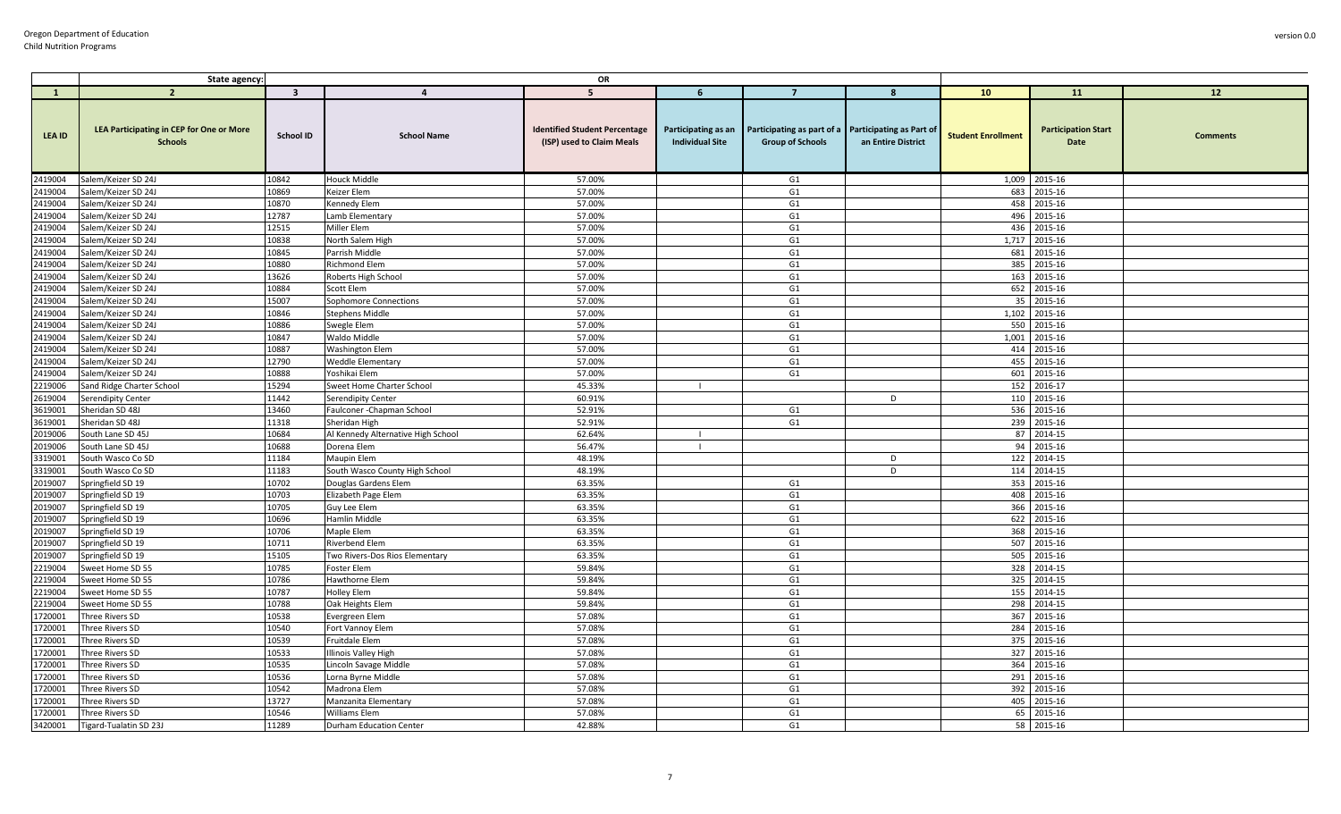| | State agency: | | | OR | | | | | | |
|---|---|---|---|---|---|---|---|---|---|---|
| 1 | 2 | 3 | 4 | 5 | 6 | 7 | 8 | 10 | 11 | 12 |
| LEA ID | LEA Participating in CEP for One or More Schools | School ID | School Name | Identified Student Percentage (ISP) used to Claim Meals | Participating as an Individual Site | Participating as part of a Group of Schools | Participating as Part of an Entire District | Student Enrollment | Participation Start Date | Comments |
| 2419004 | Salem/Keizer SD 24J | 10842 | Houck Middle | 57.00% | | G1 | | 1,009 | 2015-16 | |
| 2419004 | Salem/Keizer SD 24J | 10869 | Keizer Elem | 57.00% | | G1 | | 683 | 2015-16 | |
| 2419004 | Salem/Keizer SD 24J | 10870 | Kennedy Elem | 57.00% | | G1 | | 458 | 2015-16 | |
| 2419004 | Salem/Keizer SD 24J | 12787 | Lamb Elementary | 57.00% | | G1 | | 496 | 2015-16 | |
| 2419004 | Salem/Keizer SD 24J | 12515 | Miller Elem | 57.00% | | G1 | | 436 | 2015-16 | |
| 2419004 | Salem/Keizer SD 24J | 10838 | North Salem High | 57.00% | | G1 | | 1,717 | 2015-16 | |
| 2419004 | Salem/Keizer SD 24J | 10845 | Parrish Middle | 57.00% | | G1 | | 681 | 2015-16 | |
| 2419004 | Salem/Keizer SD 24J | 10880 | Richmond Elem | 57.00% | | G1 | | 385 | 2015-16 | |
| 2419004 | Salem/Keizer SD 24J | 13626 | Roberts High School | 57.00% | | G1 | | 163 | 2015-16 | |
| 2419004 | Salem/Keizer SD 24J | 10884 | Scott Elem | 57.00% | | G1 | | 652 | 2015-16 | |
| 2419004 | Salem/Keizer SD 24J | 15007 | Sophomore Connections | 57.00% | | G1 | | 35 | 2015-16 | |
| 2419004 | Salem/Keizer SD 24J | 10846 | Stephens Middle | 57.00% | | G1 | | 1,102 | 2015-16 | |
| 2419004 | Salem/Keizer SD 24J | 10886 | Swegle Elem | 57.00% | | G1 | | 550 | 2015-16 | |
| 2419004 | Salem/Keizer SD 24J | 10847 | Waldo Middle | 57.00% | | G1 | | 1,001 | 2015-16 | |
| 2419004 | Salem/Keizer SD 24J | 10887 | Washington Elem | 57.00% | | G1 | | 414 | 2015-16 | |
| 2419004 | Salem/Keizer SD 24J | 12790 | Weddle Elementary | 57.00% | | G1 | | 455 | 2015-16 | |
| 2419004 | Salem/Keizer SD 24J | 10888 | Yoshikai Elem | 57.00% | | G1 | | 601 | 2015-16 | |
| 2219006 | Sand Ridge Charter School | 15294 | Sweet Home Charter School | 45.33% | I | | | 152 | 2016-17 | |
| 2619004 | Serendipity Center | 11442 | Serendipity Center | 60.91% | | | D | 110 | 2015-16 | |
| 3619001 | Sheridan SD 48J | 13460 | Faulconer -Chapman School | 52.91% | | G1 | | 536 | 2015-16 | |
| 3619001 | Sheridan SD 48J | 11318 | Sheridan High | 52.91% | | G1 | | 239 | 2015-16 | |
| 2019006 | South Lane SD 45J | 10684 | Al Kennedy Alternative High School | 62.64% | I | | | 87 | 2014-15 | |
| 2019006 | South Lane SD 45J | 10688 | Dorena Elem | 56.47% | I | | | 94 | 2015-16 | |
| 3319001 | South Wasco Co SD | 11184 | Maupin Elem | 48.19% | | | D | 122 | 2014-15 | |
| 3319001 | South Wasco Co SD | 11183 | South Wasco County High School | 48.19% | | | D | 114 | 2014-15 | |
| 2019007 | Springfield SD 19 | 10702 | Douglas Gardens Elem | 63.35% | | G1 | | 353 | 2015-16 | |
| 2019007 | Springfield SD 19 | 10703 | Elizabeth Page Elem | 63.35% | | G1 | | 408 | 2015-16 | |
| 2019007 | Springfield SD 19 | 10705 | Guy Lee Elem | 63.35% | | G1 | | 366 | 2015-16 | |
| 2019007 | Springfield SD 19 | 10696 | Hamlin Middle | 63.35% | | G1 | | 622 | 2015-16 | |
| 2019007 | Springfield SD 19 | 10706 | Maple Elem | 63.35% | | G1 | | 368 | 2015-16 | |
| 2019007 | Springfield SD 19 | 10711 | Riverbend Elem | 63.35% | | G1 | | 507 | 2015-16 | |
| 2019007 | Springfield SD 19 | 15105 | Two Rivers-Dos Rios Elementary | 63.35% | | G1 | | 505 | 2015-16 | |
| 2219004 | Sweet Home SD 55 | 10785 | Foster Elem | 59.84% | | G1 | | 328 | 2014-15 | |
| 2219004 | Sweet Home SD 55 | 10786 | Hawthorne Elem | 59.84% | | G1 | | 325 | 2014-15 | |
| 2219004 | Sweet Home SD 55 | 10787 | Holley Elem | 59.84% | | G1 | | 155 | 2014-15 | |
| 2219004 | Sweet Home SD 55 | 10788 | Oak Heights Elem | 59.84% | | G1 | | 298 | 2014-15 | |
| 1720001 | Three Rivers SD | 10538 | Evergreen Elem | 57.08% | | G1 | | 367 | 2015-16 | |
| 1720001 | Three Rivers SD | 10540 | Fort Vannoy Elem | 57.08% | | G1 | | 284 | 2015-16 | |
| 1720001 | Three Rivers SD | 10539 | Fruitdale Elem | 57.08% | | G1 | | 375 | 2015-16 | |
| 1720001 | Three Rivers SD | 10533 | Illinois Valley High | 57.08% | | G1 | | 327 | 2015-16 | |
| 1720001 | Three Rivers SD | 10535 | Lincoln Savage Middle | 57.08% | | G1 | | 364 | 2015-16 | |
| 1720001 | Three Rivers SD | 10536 | Lorna Byrne Middle | 57.08% | | G1 | | 291 | 2015-16 | |
| 1720001 | Three Rivers SD | 10542 | Madrona Elem | 57.08% | | G1 | | 392 | 2015-16 | |
| 1720001 | Three Rivers SD | 13727 | Manzanita Elementary | 57.08% | | G1 | | 405 | 2015-16 | |
| 1720001 | Three Rivers SD | 10546 | Williams Elem | 57.08% | | G1 | | 65 | 2015-16 | |
| 3420001 | Tigard-Tualatin SD 23J | 11289 | Durham Education Center | 42.88% | | G1 | | 58 | 2015-16 | |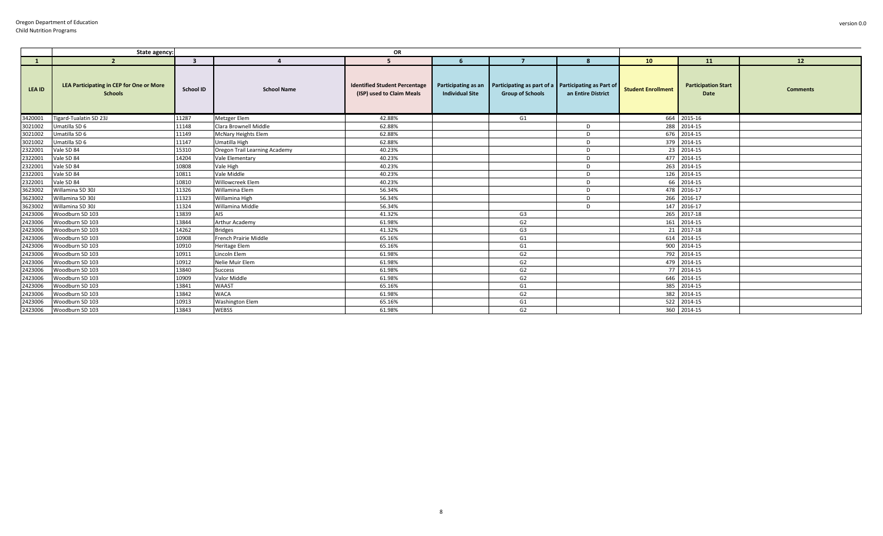| | State agency: | OR | | | | | | | | |
|---|---|---|---|---|---|---|---|---|---|---|
| 1 | 2 | 3 | 4 | 5 | 6 | 7 | 8 | 10 | 11 | 12 |
| LEA ID | LEA Participating in CEP for One or More Schools | School ID | School Name | Identified Student Percentage (ISP) used to Claim Meals | Participating as an Individual Site | Participating as part of a Group of Schools | Participating as Part of an Entire District | Student Enrollment | Participation Start Date | Comments |
| 3420001 | Tigard-Tualatin SD 23J | 11287 | Metzger Elem | 42.88% | | G1 | | 664 | 2015-16 | |
| 3021002 | Umatilla SD 6 | 11148 | Clara Brownell Middle | 62.88% | | | D | 288 | 2014-15 | |
| 3021002 | Umatilla SD 6 | 11149 | McNary Heights Elem | 62.88% | | | D | 676 | 2014-15 | |
| 3021002 | Umatilla SD 6 | 11147 | Umatilla High | 62.88% | | | D | 379 | 2014-15 | |
| 2322001 | Vale SD 84 | 15310 | Oregon Trail Learning Academy | 40.23% | | | D | 23 | 2014-15 | |
| 2322001 | Vale SD 84 | 14204 | Vale Elementary | 40.23% | | | D | 477 | 2014-15 | |
| 2322001 | Vale SD 84 | 10808 | Vale High | 40.23% | | | D | 263 | 2014-15 | |
| 2322001 | Vale SD 84 | 10811 | Vale Middle | 40.23% | | | D | 126 | 2014-15 | |
| 2322001 | Vale SD 84 | 10810 | Willowcreek Elem | 40.23% | | | D | 66 | 2014-15 | |
| 3623002 | Willamina SD 30J | 11326 | Willamina Elem | 56.34% | | | D | 478 | 2016-17 | |
| 3623002 | Willamina SD 30J | 11323 | Willamina High | 56.34% | | | D | 266 | 2016-17 | |
| 3623002 | Willamina SD 30J | 11324 | Willamina Middle | 56.34% | | | D | 147 | 2016-17 | |
| 2423006 | Woodburn SD 103 | 13839 | AIS | 41.32% | | G3 | | 265 | 2017-18 | |
| 2423006 | Woodburn SD 103 | 13844 | Arthur Academy | 61.98% | | G2 | | 161 | 2014-15 | |
| 2423006 | Woodburn SD 103 | 14262 | Bridges | 41.32% | | G3 | | 21 | 2017-18 | |
| 2423006 | Woodburn SD 103 | 10908 | French Prairie Middle | 65.16% | | G1 | | 614 | 2014-15 | |
| 2423006 | Woodburn SD 103 | 10910 | Heritage Elem | 65.16% | | G1 | | 900 | 2014-15 | |
| 2423006 | Woodburn SD 103 | 10911 | Lincoln Elem | 61.98% | | G2 | | 792 | 2014-15 | |
| 2423006 | Woodburn SD 103 | 10912 | Nelie Muir Elem | 61.98% | | G2 | | 479 | 2014-15 | |
| 2423006 | Woodburn SD 103 | 13840 | Success | 61.98% | | G2 | | 77 | 2014-15 | |
| 2423006 | Woodburn SD 103 | 10909 | Valor Middle | 61.98% | | G2 | | 646 | 2014-15 | |
| 2423006 | Woodburn SD 103 | 13841 | WAAST | 65.16% | | G1 | | 385 | 2014-15 | |
| 2423006 | Woodburn SD 103 | 13842 | WACA | 61.98% | | G2 | | 382 | 2014-15 | |
| 2423006 | Woodburn SD 103 | 10913 | Washington Elem | 65.16% | | G1 | | 522 | 2014-15 | |
| 2423006 | Woodburn SD 103 | 13843 | WEBSS | 61.98% | | G2 | | 360 | 2014-15 | |